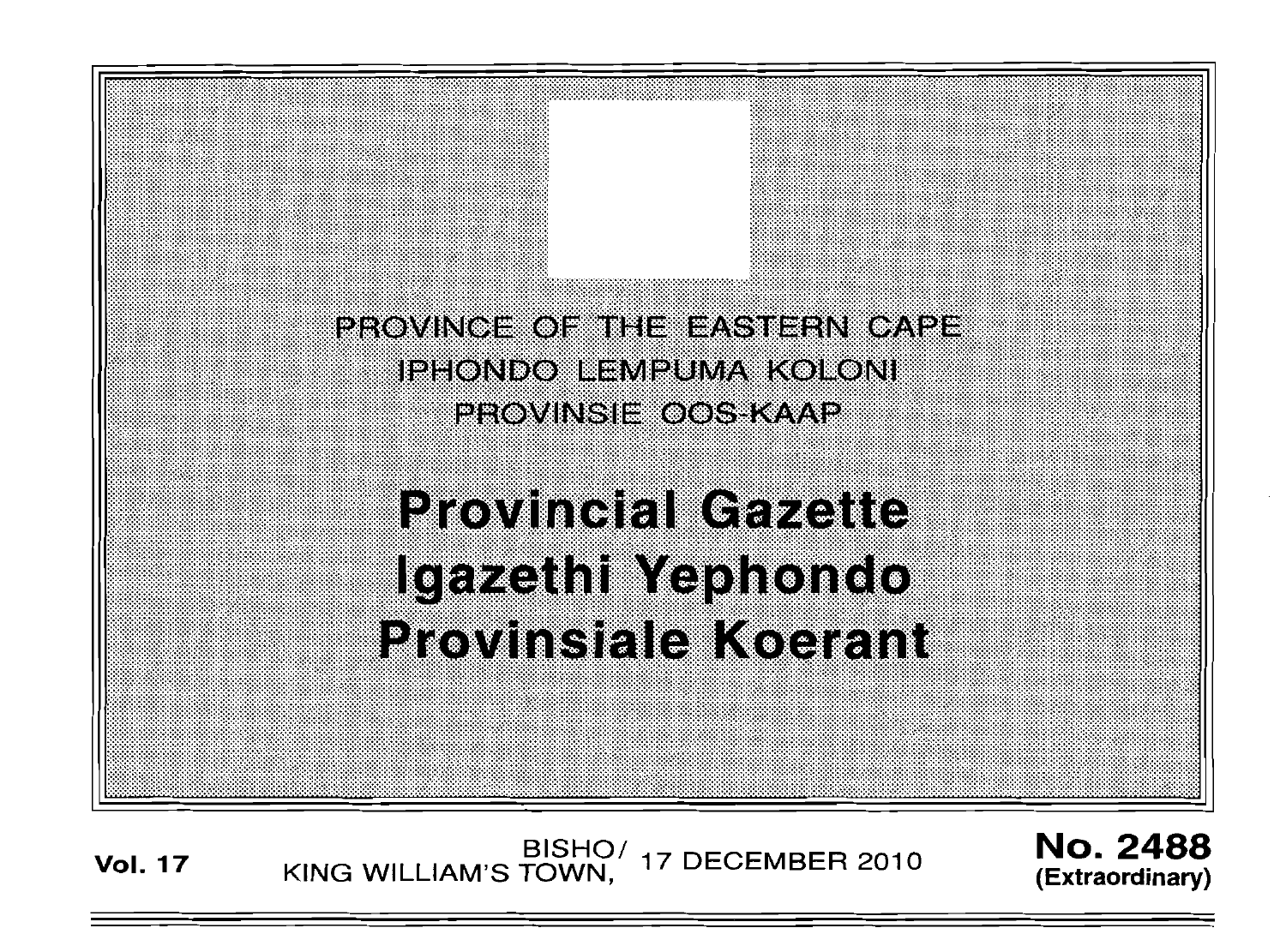PROVINCE OF THE EASTERN CAPE
IPHONDO LEMPUMA KOLONI
PROVINSIE OOS-KAAP

# Provincial Gazette
# Igazethi Yephondo
# Provinsiale Koerant

**Vol. 17** BISHO/ KING WILLIAM'S TOWN, 17 DECEMBER 2010 **No. 2488 (Extraordinary)**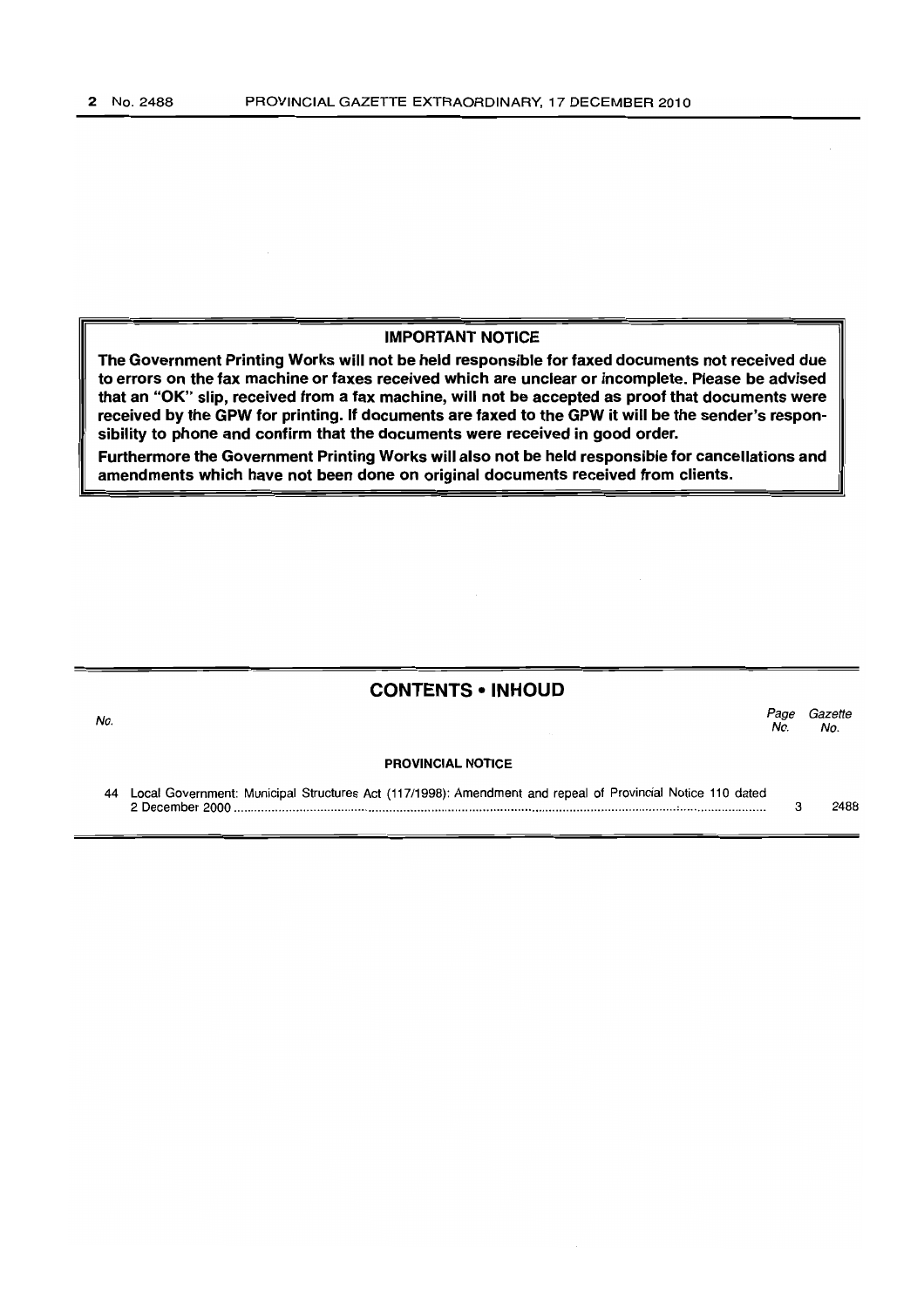## IMPORTANT NOTICE

**The Government Printing Works will not be held responsible for faxed documents not received due to errors on the fax machine or faxes received which are unclear or incomplete. Please be advised that an "OK" slip, received from a fax machine, will not be accepted as proof that documents were received by the GPW for printing. If documents are faxed to the GPW it will be the sender's responsibility to phone and confirm that the documents were received in good order.**

**Furthermore the Government Printing Works will also not be held responsible for cancellations and amendments which have not been done on original documents received from clients.**

## CONTENTS • INHOUD

| *No.* | | *Page No.* | *Gazette No.* |
|---|---|---|---|
| | **PROVINCIAL NOTICE** | | |
| 44 | Local Government: Municipal Structures Act (117/1998): Amendment and repeal of Provincial Notice 110 dated 2 December 2000 | 3 | 2488 |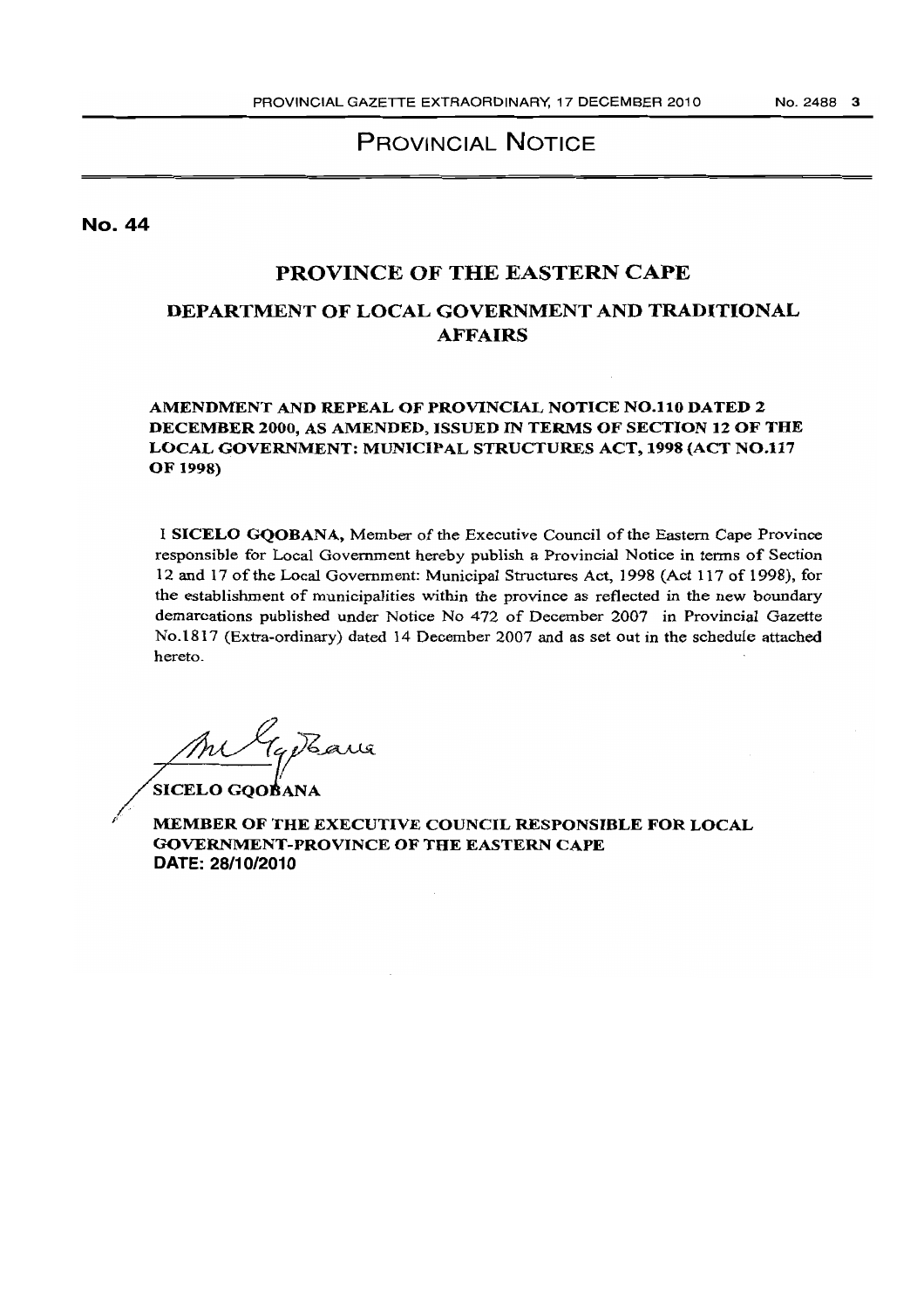# PROVINCIAL NOTICE

**No. 44**

## PROVINCE OF THE EASTERN CAPE

## DEPARTMENT OF LOCAL GOVERNMENT AND TRADITIONAL AFFAIRS

**AMENDMENT AND REPEAL OF PROVINCIAL NOTICE NO.110 DATED 2 DECEMBER 2000, AS AMENDED, ISSUED IN TERMS OF SECTION 12 OF THE LOCAL GOVERNMENT: MUNICIPAL STRUCTURES ACT, 1998 (ACT NO.117 OF 1998)**

I **SICELO GQOBANA,** Member of the Executive Council of the Eastern Cape Province responsible for Local Government hereby publish a Provincial Notice in terms of Section 12 and 17 of the Local Government: Municipal Structures Act, 1998 (Act 117 of 1998), for the establishment of municipalities within the province as reflected in the new boundary demarcations published under Notice No 472 of December 2007 in Provincial Gazette No.1817 (Extra-ordinary) dated 14 December 2007 and as set out in the schedule attached hereto.

**SICELO GQOBANA**

**MEMBER OF THE EXECUTIVE COUNCIL RESPONSIBLE FOR LOCAL GOVERNMENT-PROVINCE OF THE EASTERN CAPE**
**DATE: 28/10/2010**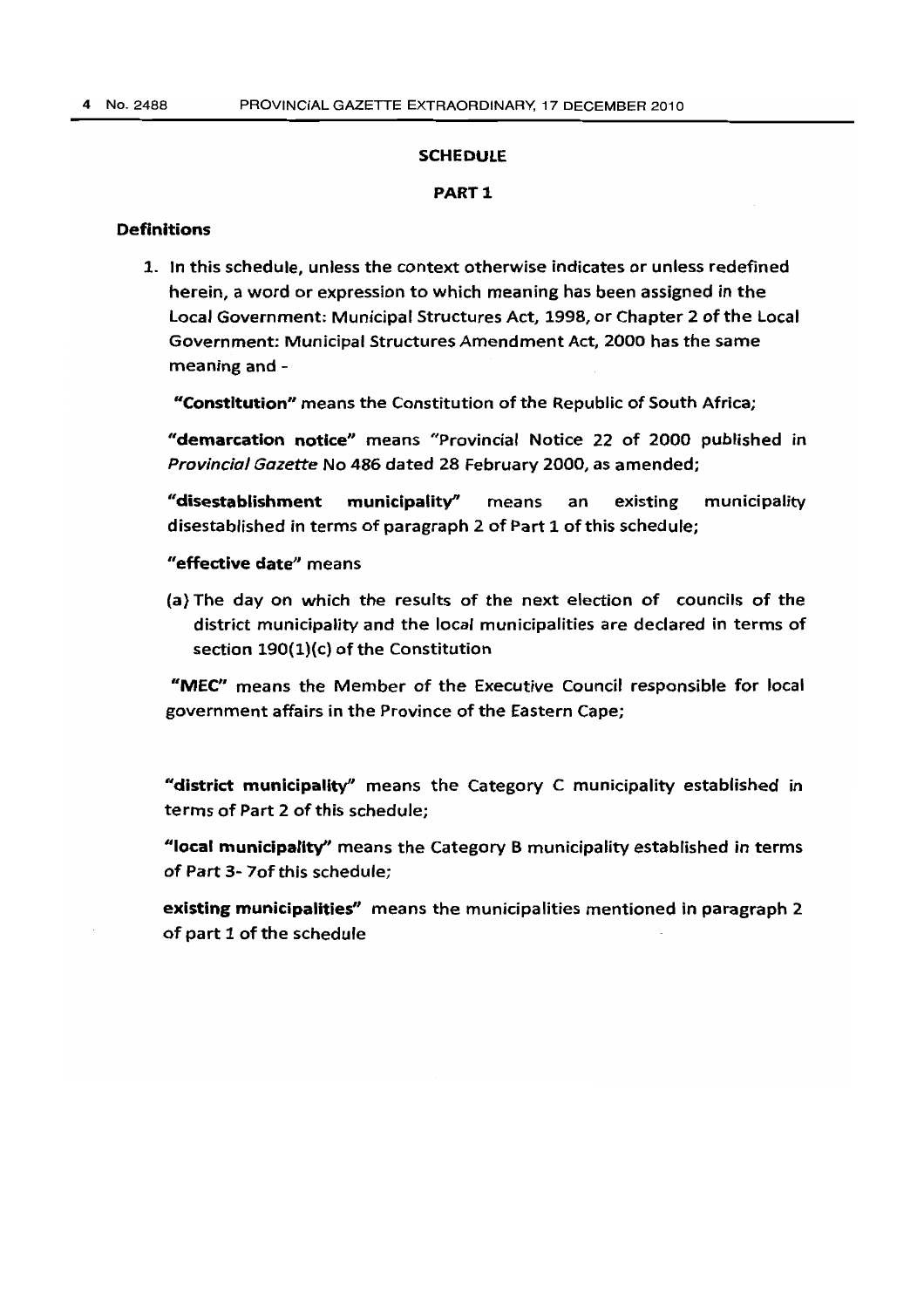## SCHEDULE

### PART 1

**Definitions**

1. In this schedule, unless the context otherwise indicates or unless redefined herein, a word or expression to which meaning has been assigned in the Local Government: Municipal Structures Act, 1998, or Chapter 2 of the Local Government: Municipal Structures Amendment Act, 2000 has the same meaning and -

   **"Constitution"** means the Constitution of the Republic of South Africa;

   **"demarcation notice"** means "Provincial Notice 22 of 2000 published in *Provincial Gazette* No 486 dated 28 February 2000, as amended;

   **"disestablishment municipality"** means an existing municipality disestablished in terms of paragraph 2 of Part 1 of this schedule;

   **"effective date"** means

   (a) The day on which the results of the next election of councils of the district municipality and the local municipalities are declared in terms of section 190(1)(c) of the Constitution

   **"MEC"** means the Member of the Executive Council responsible for local government affairs in the Province of the Eastern Cape;

   **"district municipality"** means the Category C municipality established in terms of Part 2 of this schedule;

   **"local municipality"** means the Category B municipality established in terms of Part 3- 7of this schedule;

   **existing municipalities"** means the municipalities mentioned in paragraph 2 of part 1 of the schedule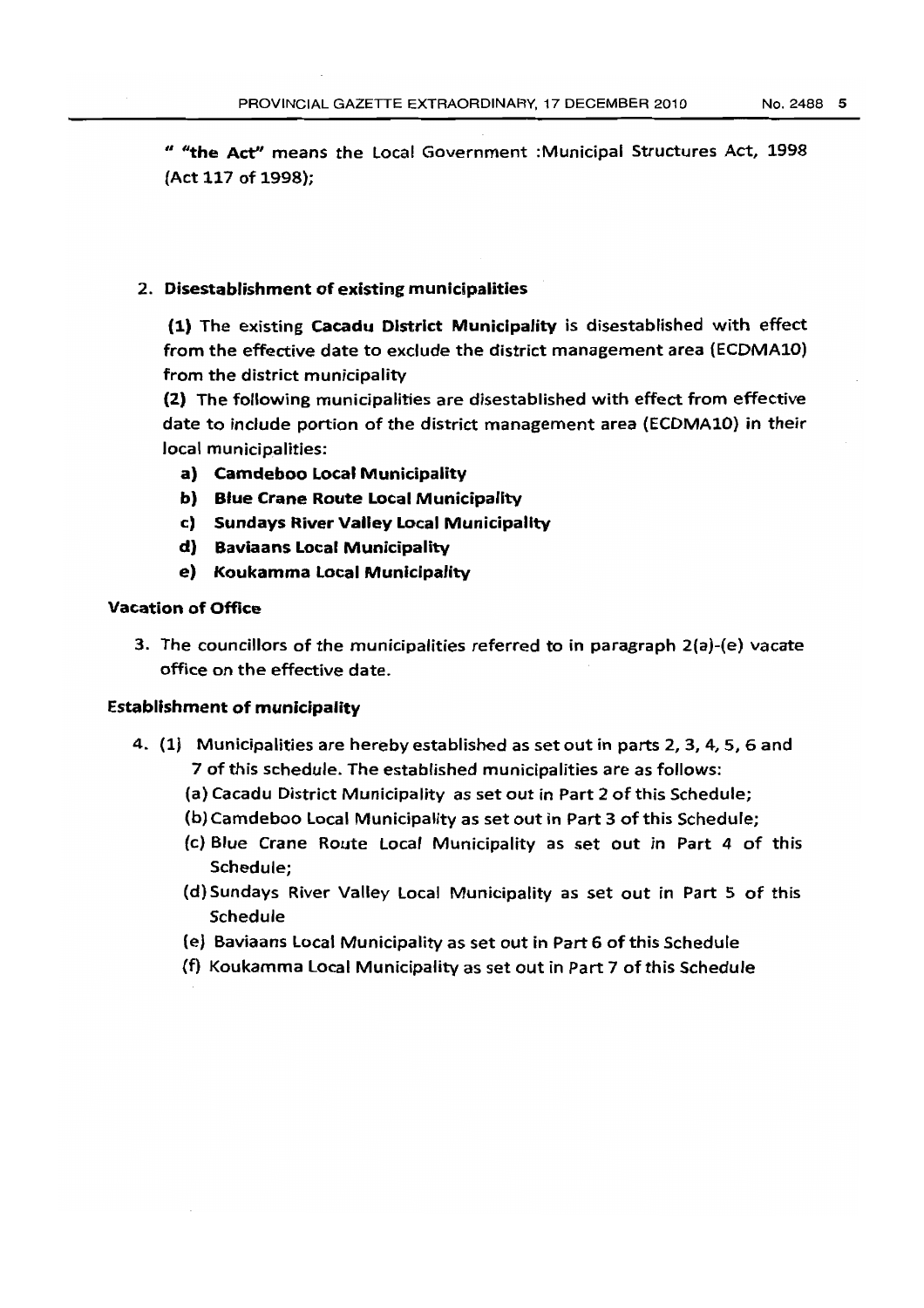" **"the Act"** means the Local Government :Municipal Structures Act, 1998 (Act 117 of 1998);

2. **Disestablishment of existing municipalities**

**(1)** The existing **Cacadu District Municipality** is disestablished with effect from the effective date to exclude the district management area (ECDMA10) from the district municipality

**(2)** The following municipalities are disestablished with effect from effective date to include portion of the district management area (ECDMA10) in their local municipalities:

   **a) Camdeboo Local Municipality**
   **b) Blue Crane Route Local Municipality**
   **c) Sundays River Valley Local Municipality**
   **d) Baviaans Local Municipality**
   **e) Koukamma Local Municipality**

**Vacation of Office**

3. The councillors of the municipalities referred to in paragraph 2(a)-(e) vacate office on the effective date.

**Establishment of municipality**

4. (1) Municipalities are hereby established as set out in parts 2, 3, 4, 5, 6 and 7 of this schedule. The established municipalities are as follows:

   (a) Cacadu District Municipality as set out in Part 2 of this Schedule;
   (b) Camdeboo Local Municipality as set out in Part 3 of this Schedule;
   (c) Blue Crane Route Local Municipality as set out in Part 4 of this Schedule;
   (d) Sundays River Valley Local Municipality as set out in Part 5 of this Schedule
   (e) Baviaans Local Municipality as set out in Part 6 of this Schedule
   (f) Koukamma Local Municipality as set out in Part 7 of this Schedule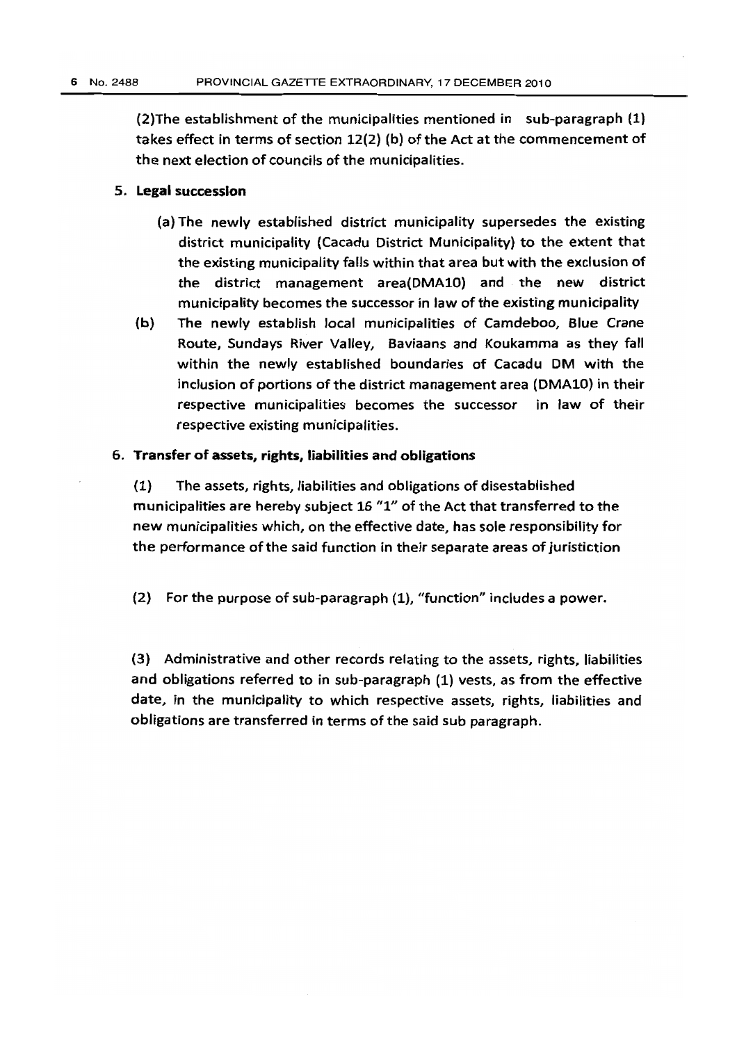(2)The establishment of the municipalities mentioned in sub-paragraph (1) takes effect in terms of section 12(2) (b) of the Act at the commencement of the next election of councils of the municipalities.

**5. Legal succession**

(a) The newly established district municipality supersedes the existing district municipality (Cacadu District Municipality) to the extent that the existing municipality falls within that area but with the exclusion of the district management area(DMA10) and the new district municipality becomes the successor in law of the existing municipality

(b) The newly establish local municipalities of Camdeboo, Blue Crane Route, Sundays River Valley, Baviaans and Koukamma as they fall within the newly established boundaries of Cacadu DM with the inclusion of portions of the district management area (DMA10) in their respective municipalities becomes the successor in law of their respective existing municipalities.

**6. Transfer of assets, rights, liabilities and obligations**

(1) The assets, rights, liabilities and obligations of disestablished municipalities are hereby subject 16 "1" of the Act that transferred to the new municipalities which, on the effective date, has sole responsibility for the performance of the said function in their separate areas of juristiction

(2) For the purpose of sub-paragraph (1), "function" includes a power.

(3) Administrative and other records relating to the assets, rights, liabilities and obligations referred to in sub-paragraph (1) vests, as from the effective date, in the municipality to which respective assets, rights, liabilities and obligations are transferred in terms of the said sub paragraph.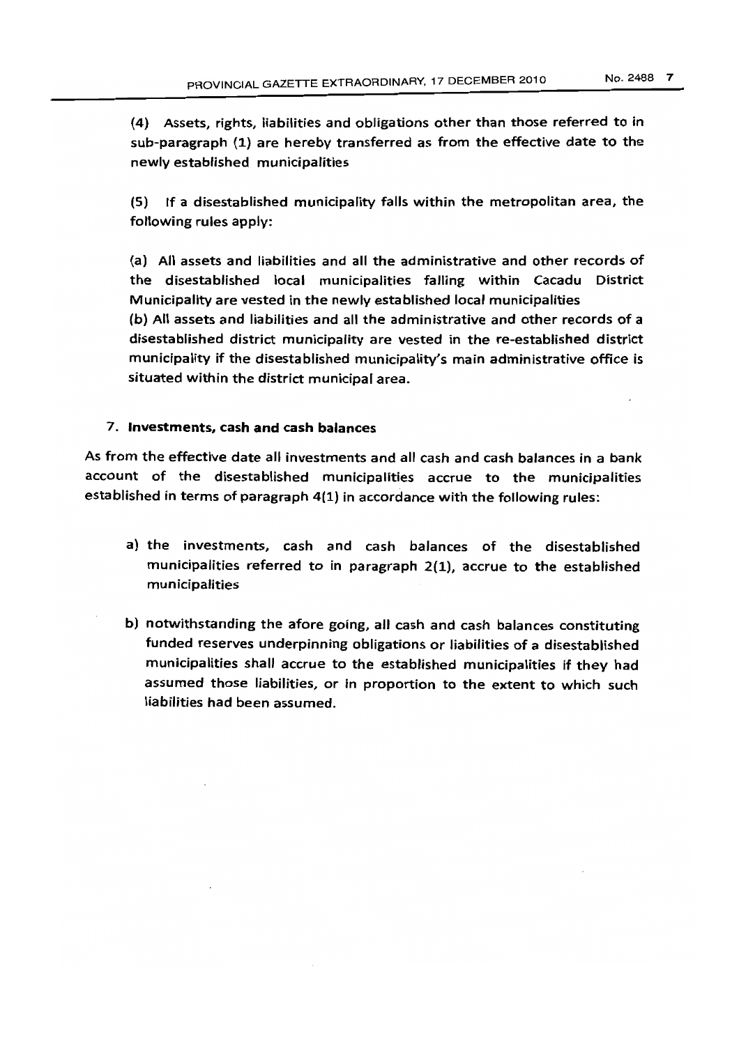(4) Assets, rights, liabilities and obligations other than those referred to in sub-paragraph (1) are hereby transferred as from the effective date to the newly established municipalities

(5) If a disestablished municipality falls within the metropolitan area, the following rules apply:

(a) All assets and liabilities and all the administrative and other records of the disestablished local municipalities falling within Cacadu District Municipality are vested in the newly established local municipalities

(b) All assets and liabilities and all the administrative and other records of a disestablished district municipality are vested in the re-established district municipality if the disestablished municipality's main administrative office is situated within the district municipal area.

### 7. Investments, cash and cash balances

As from the effective date all investments and all cash and cash balances in a bank account of the disestablished municipalities accrue to the municipalities established in terms of paragraph 4(1) in accordance with the following rules:

a) the investments, cash and cash balances of the disestablished municipalities referred to in paragraph 2(1), accrue to the established municipalities

b) notwithstanding the afore going, all cash and cash balances constituting funded reserves underpinning obligations or liabilities of a disestablished municipalities shall accrue to the established municipalities if they had assumed those liabilities, or in proportion to the extent to which such liabilities had been assumed.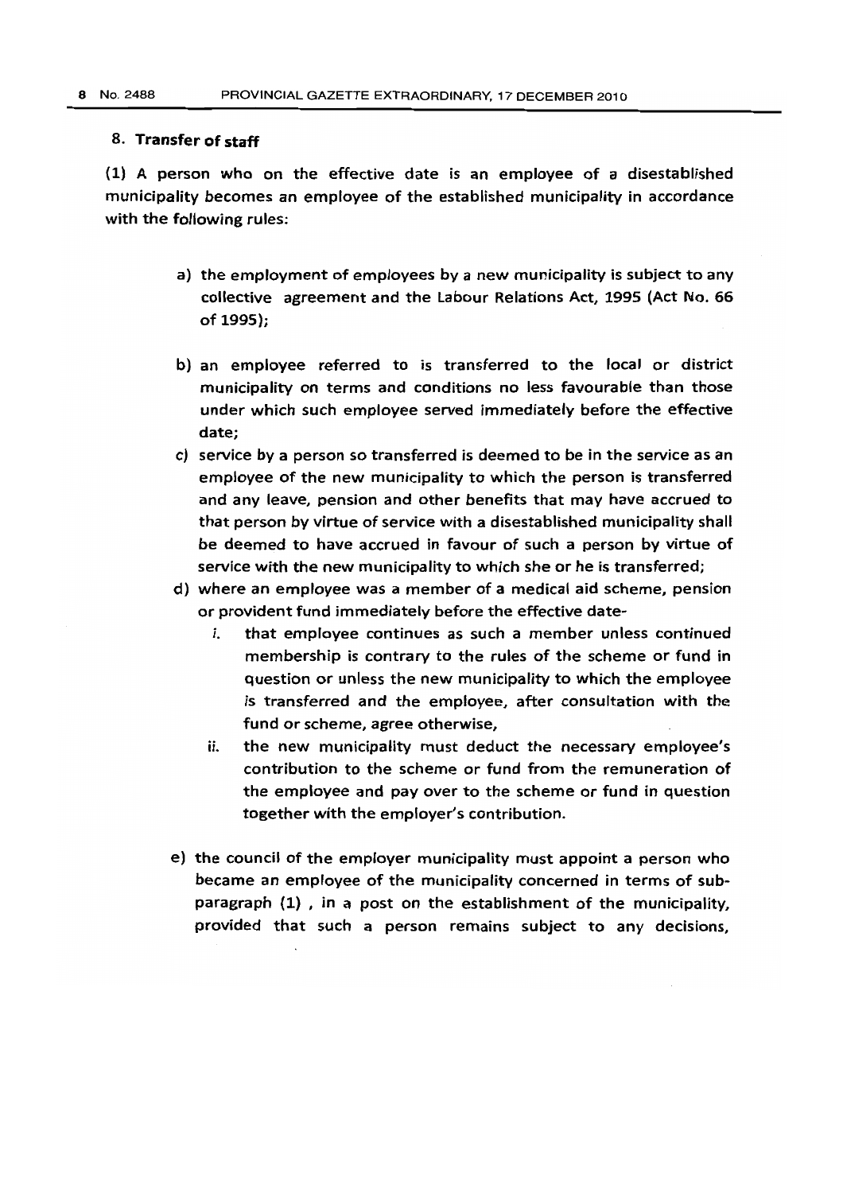## 8. Transfer of staff

(1) A person who on the effective date is an employee of a disestablished municipality becomes an employee of the established municipality in accordance with the following rules:

a) the employment of employees by a new municipality is subject to any collective agreement and the Labour Relations Act, 1995 (Act No. 66 of 1995);

b) an employee referred to is transferred to the local or district municipality on terms and conditions no less favourable than those under which such employee served immediately before the effective date;

c) service by a person so transferred is deemed to be in the service as an employee of the new municipality to which the person is transferred and any leave, pension and other benefits that may have accrued to that person by virtue of service with a disestablished municipality shall be deemed to have accrued in favour of such a person by virtue of service with the new municipality to which she or he is transferred;

d) where an employee was a member of a medical aid scheme, pension or provident fund immediately before the effective date-

   i. that employee continues as such a member unless continued membership is contrary to the rules of the scheme or fund in question or unless the new municipality to which the employee is transferred and the employee, after consultation with the fund or scheme, agree otherwise,

   ii. the new municipality must deduct the necessary employee's contribution to the scheme or fund from the remuneration of the employee and pay over to the scheme or fund in question together with the employer's contribution.

e) the council of the employer municipality must appoint a person who became an employee of the municipality concerned in terms of sub-paragraph (1) , in a post on the establishment of the municipality, provided that such a person remains subject to any decisions,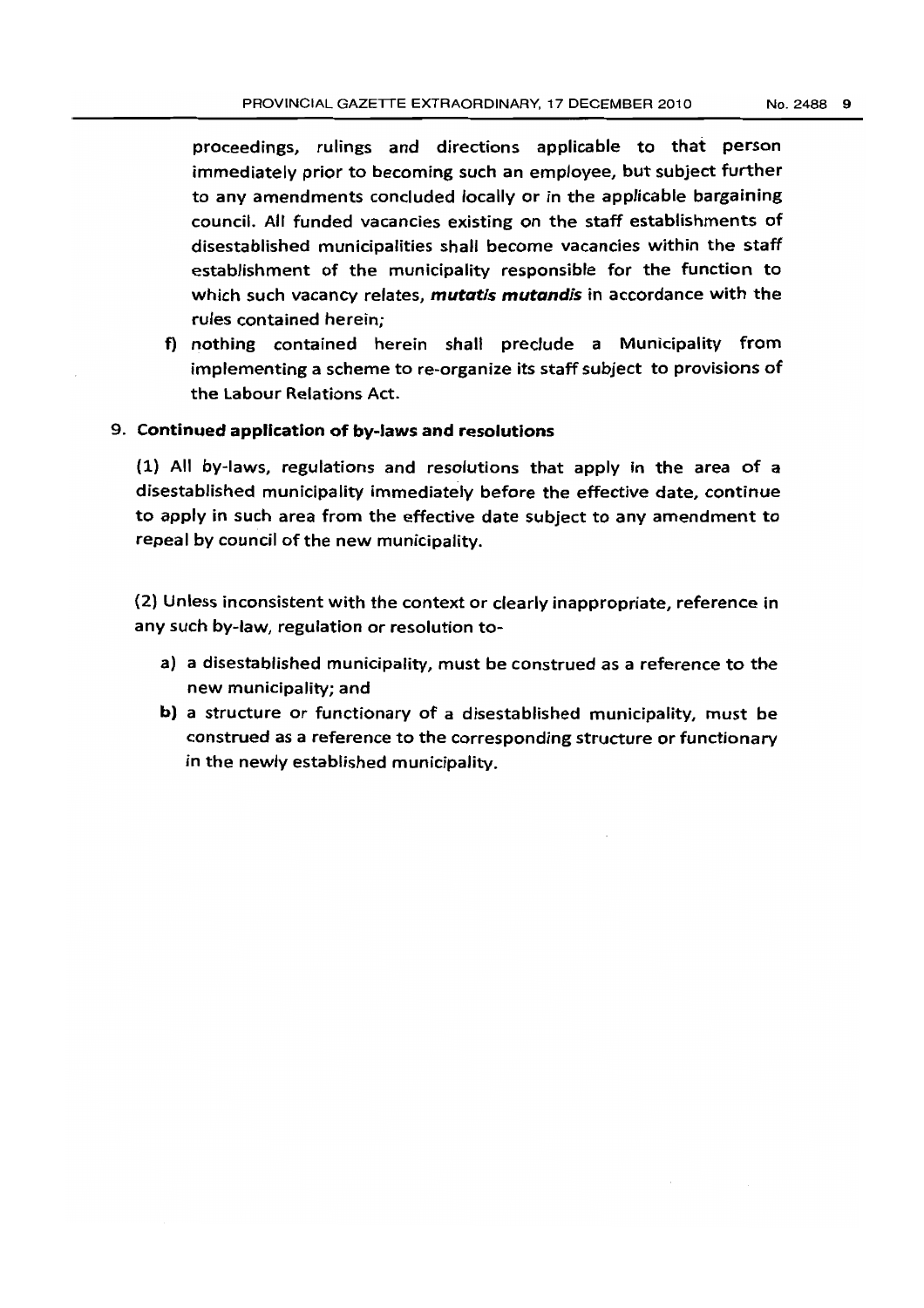proceedings, rulings and directions applicable to that person immediately prior to becoming such an employee, but subject further to any amendments concluded locally or in the applicable bargaining council. All funded vacancies existing on the staff establishments of disestablished municipalities shall become vacancies within the staff establishment of the municipality responsible for the function to which such vacancy relates, ***mutatis mutandis*** in accordance with the rules contained herein;

f) nothing contained herein shall preclude a Municipality from implementing a scheme to re-organize its staff subject to provisions of the Labour Relations Act.

9. **Continued application of by-laws and resolutions**

(1) All by-laws, regulations and resolutions that apply in the area of a disestablished municipality immediately before the effective date, continue to apply in such area from the effective date subject to any amendment to repeal by council of the new municipality.

(2) Unless inconsistent with the context or clearly inappropriate, reference in any such by-law, regulation or resolution to-

a) a disestablished municipality, must be construed as a reference to the new municipality; and

b) a structure or functionary of a disestablished municipality, must be construed as a reference to the corresponding structure or functionary in the newly established municipality.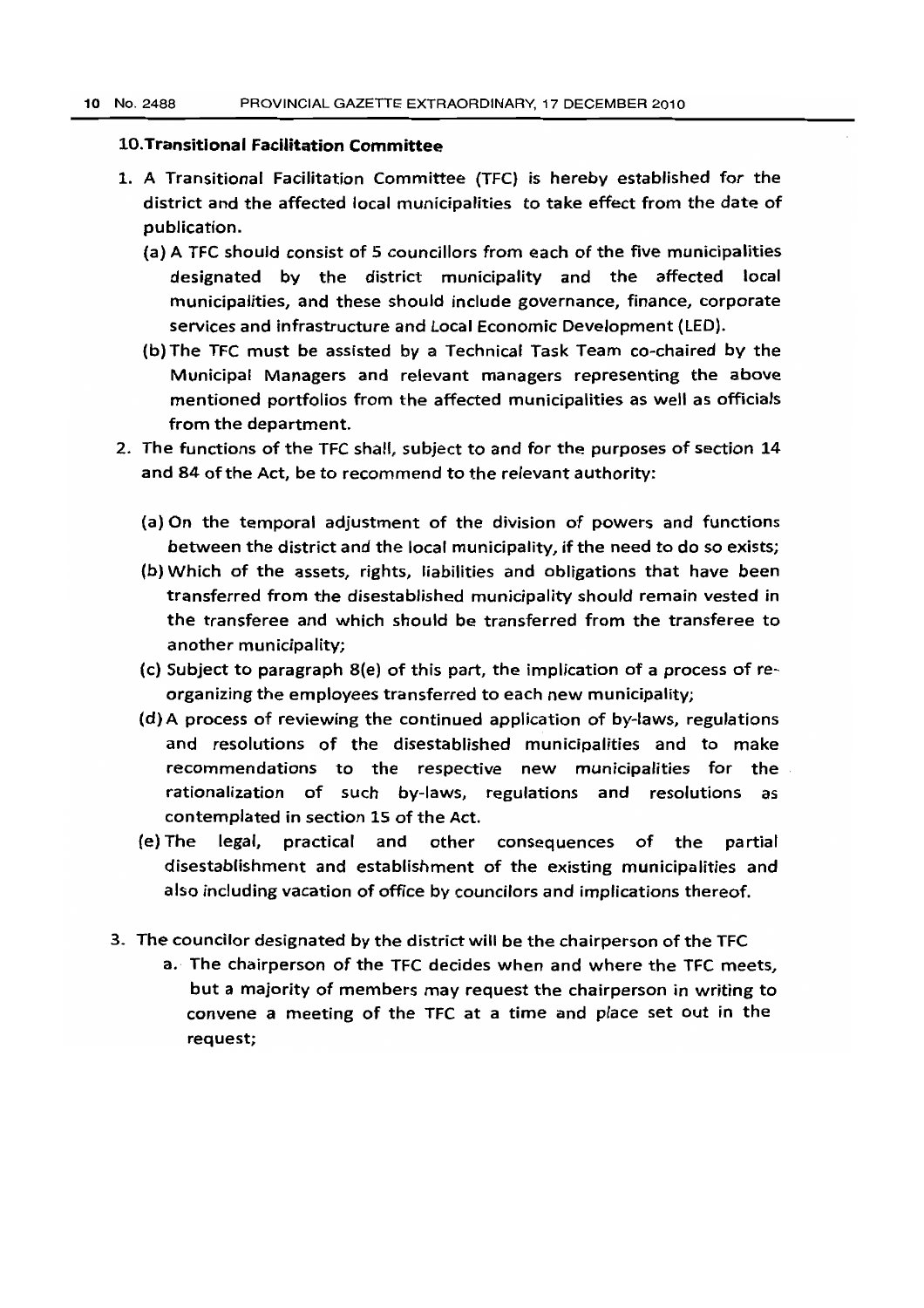### 10. Transitional Facilitation Committee

1. A Transitional Facilitation Committee (TFC) is hereby established for the district and the affected local municipalities to take effect from the date of publication.
   (a) A TFC should consist of 5 councillors from each of the five municipalities designated by the district municipality and the affected local municipalities, and these should include governance, finance, corporate services and infrastructure and Local Economic Development (LED).
   (b) The TFC must be assisted by a Technical Task Team co-chaired by the Municipal Managers and relevant managers representing the above mentioned portfolios from the affected municipalities as well as officials from the department.
2. The functions of the TFC shall, subject to and for the purposes of section 14 and 84 of the Act, be to recommend to the relevant authority:
   (a) On the temporal adjustment of the division of powers and functions between the district and the local municipality, if the need to do so exists;
   (b) Which of the assets, rights, liabilities and obligations that have been transferred from the disestablished municipality should remain vested in the transferee and which should be transferred from the transferee to another municipality;
   (c) Subject to paragraph 8(e) of this part, the implication of a process of re-organizing the employees transferred to each new municipality;
   (d) A process of reviewing the continued application of by-laws, regulations and resolutions of the disestablished municipalities and to make recommendations to the respective new municipalities for the rationalization of such by-laws, regulations and resolutions as contemplated in section 15 of the Act.
   (e) The legal, practical and other consequences of the partial disestablishment and establishment of the existing municipalities and also including vacation of office by councilors and implications thereof.
3. The councilor designated by the district will be the chairperson of the TFC
   a. The chairperson of the TFC decides when and where the TFC meets, but a majority of members may request the chairperson in writing to convene a meeting of the TFC at a time and place set out in the request;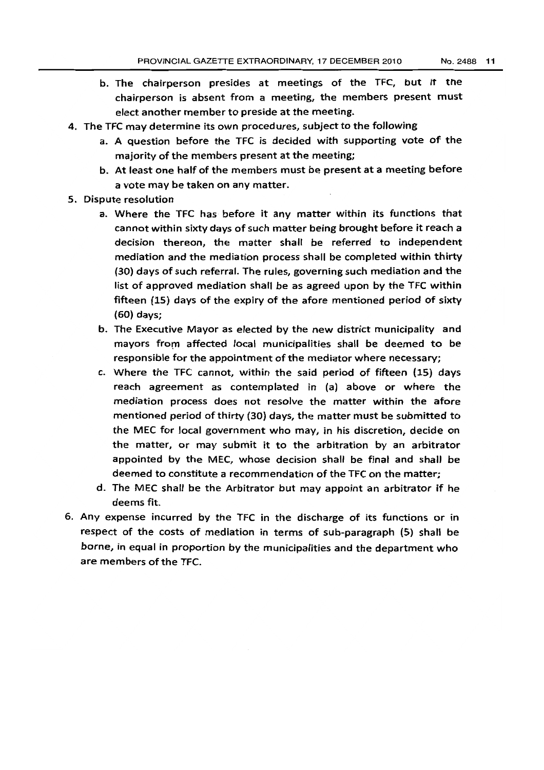b. The chairperson presides at meetings of the TFC, but if the chairperson is absent from a meeting, the members present must elect another member to preside at the meeting.

4. The TFC may determine its own procedures, subject to the following
   a. A question before the TFC is decided with supporting vote of the majority of the members present at the meeting;
   b. At least one half of the members must be present at a meeting before a vote may be taken on any matter.

5. Dispute resolution
   a. Where the TFC has before it any matter within its functions that cannot within sixty days of such matter being brought before it reach a decision thereon, the matter shall be referred to independent mediation and the mediation process shall be completed within thirty (30) days of such referral. The rules, governing such mediation and the list of approved mediation shall be as agreed upon by the TFC within fifteen (15) days of the expiry of the afore mentioned period of sixty (60) days;
   b. The Executive Mayor as elected by the new district municipality and mayors from affected local municipalities shall be deemed to be responsible for the appointment of the mediator where necessary;
   c. Where the TFC cannot, within the said period of fifteen (15) days reach agreement as contemplated in (a) above or where the mediation process does not resolve the matter within the afore mentioned period of thirty (30) days, the matter must be submitted to the MEC for local government who may, in his discretion, decide on the matter, or may submit it to the arbitration by an arbitrator appointed by the MEC, whose decision shall be final and shall be deemed to constitute a recommendation of the TFC on the matter;
   d. The MEC shall be the Arbitrator but may appoint an arbitrator if he deems fit.

6. Any expense incurred by the TFC in the discharge of its functions or in respect of the costs of mediation in terms of sub-paragraph (5) shall be borne, in equal in proportion by the municipalities and the department who are members of the TFC.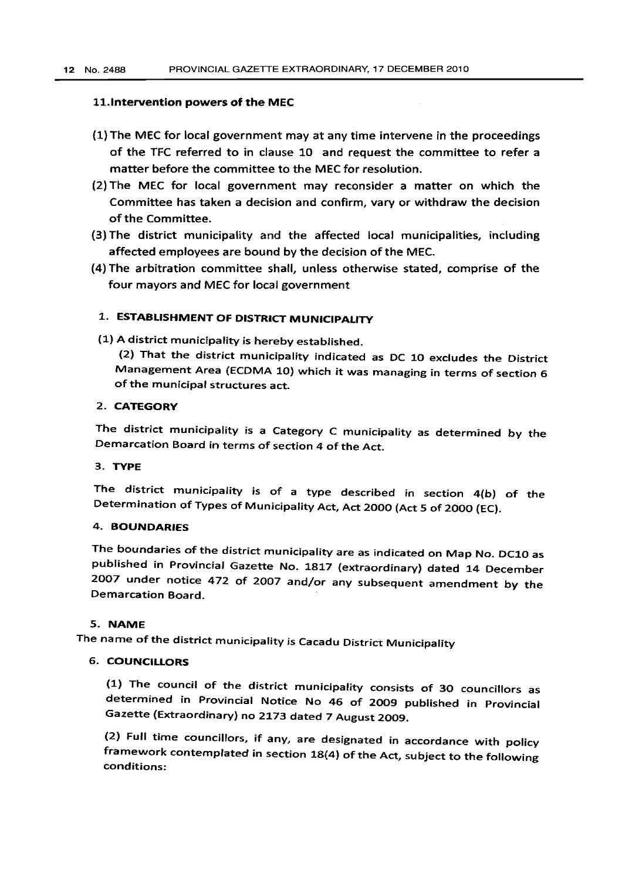### 11. Intervention powers of the MEC

(1) The MEC for local government may at any time intervene in the proceedings of the TFC referred to in clause 10 and request the committee to refer a matter before the committee to the MEC for resolution.

(2) The MEC for local government may reconsider a matter on which the Committee has taken a decision and confirm, vary or withdraw the decision of the Committee.

(3) The district municipality and the affected local municipalities, including affected employees are bound by the decision of the MEC.

(4) The arbitration committee shall, unless otherwise stated, comprise of the four mayors and MEC for local government

### 1. ESTABLISHMENT OF DISTRICT MUNICIPALITY

(1) A district municipality is hereby established.

(2) That the district municipality indicated as DC 10 excludes the District Management Area (ECDMA 10) which it was managing in terms of section 6 of the municipal structures act.

### 2. CATEGORY

The district municipality is a Category C municipality as determined by the Demarcation Board in terms of section 4 of the Act.

### 3. TYPE

The district municipality is of a type described in section 4(b) of the Determination of Types of Municipality Act, Act 2000 (Act 5 of 2000 (EC).

### 4. BOUNDARIES

The boundaries of the district municipality are as indicated on Map No. DC10 as published in Provincial Gazette No. 1817 (extraordinary) dated 14 December 2007 under notice 472 of 2007 and/or any subsequent amendment by the Demarcation Board.

### 5. NAME

The name of the district municipality is Cacadu District Municipality

### 6. COUNCILLORS

(1) The council of the district municipality consists of 30 councillors as determined in Provincial Notice No 46 of 2009 published in Provincial Gazette (Extraordinary) no 2173 dated 7 August 2009.

(2) Full time councillors, if any, are designated in accordance with policy framework contemplated in section 18(4) of the Act, subject to the following conditions: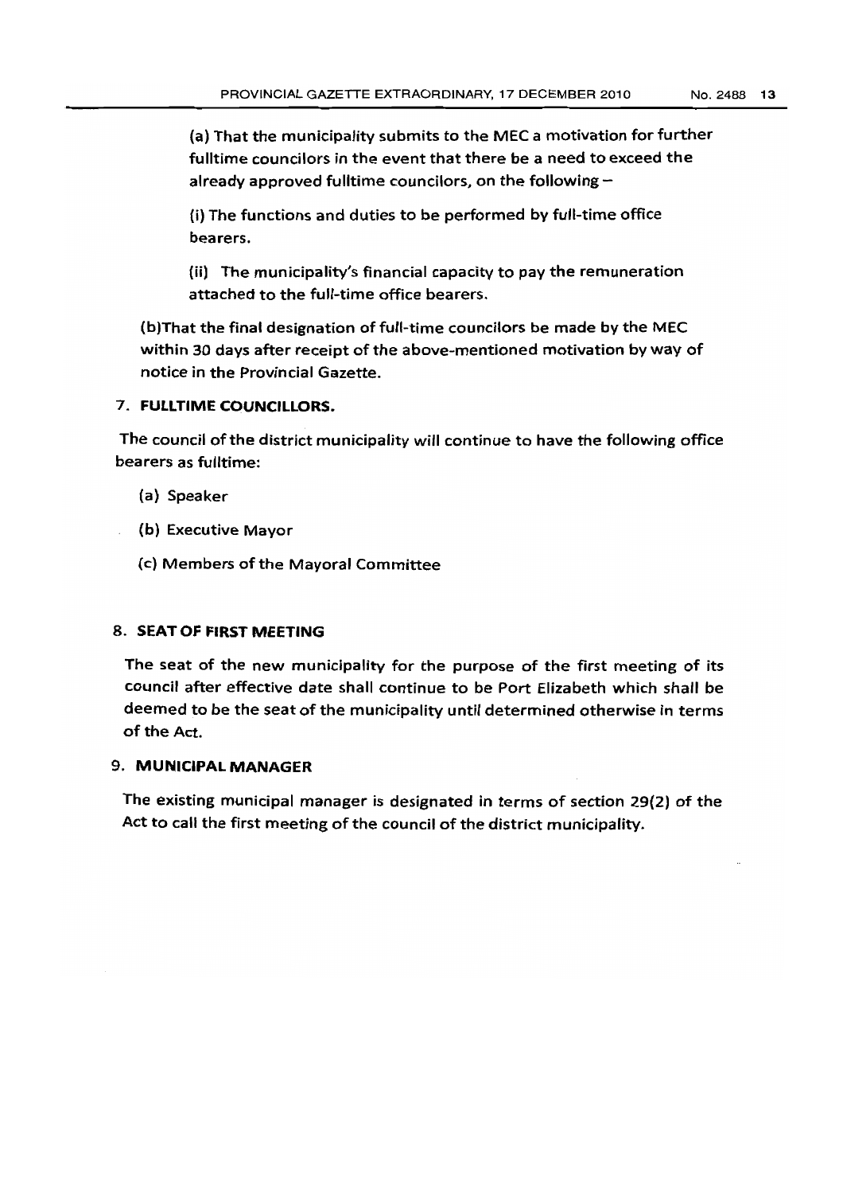(a) That the municipality submits to the MEC a motivation for further fulltime councilors in the event that there be a need to exceed the already approved fulltime councilors, on the following –

(i) The functions and duties to be performed by full-time office bearers.

(ii) The municipality's financial capacity to pay the remuneration attached to the full-time office bearers.

(b)That the final designation of full-time councilors be made by the MEC within 30 days after receipt of the above-mentioned motivation by way of notice in the Provincial Gazette.

## 7. FULLTIME COUNCILLORS.

The council of the district municipality will continue to have the following office bearers as fulltime:

(a) Speaker

(b) Executive Mayor

(c) Members of the Mayoral Committee

## 8. SEAT OF FIRST MEETING

The seat of the new municipality for the purpose of the first meeting of its council after effective date shall continue to be Port Elizabeth which shall be deemed to be the seat of the municipality until determined otherwise in terms of the Act.

## 9. MUNICIPAL MANAGER

The existing municipal manager is designated in terms of section 29(2) of the Act to call the first meeting of the council of the district municipality.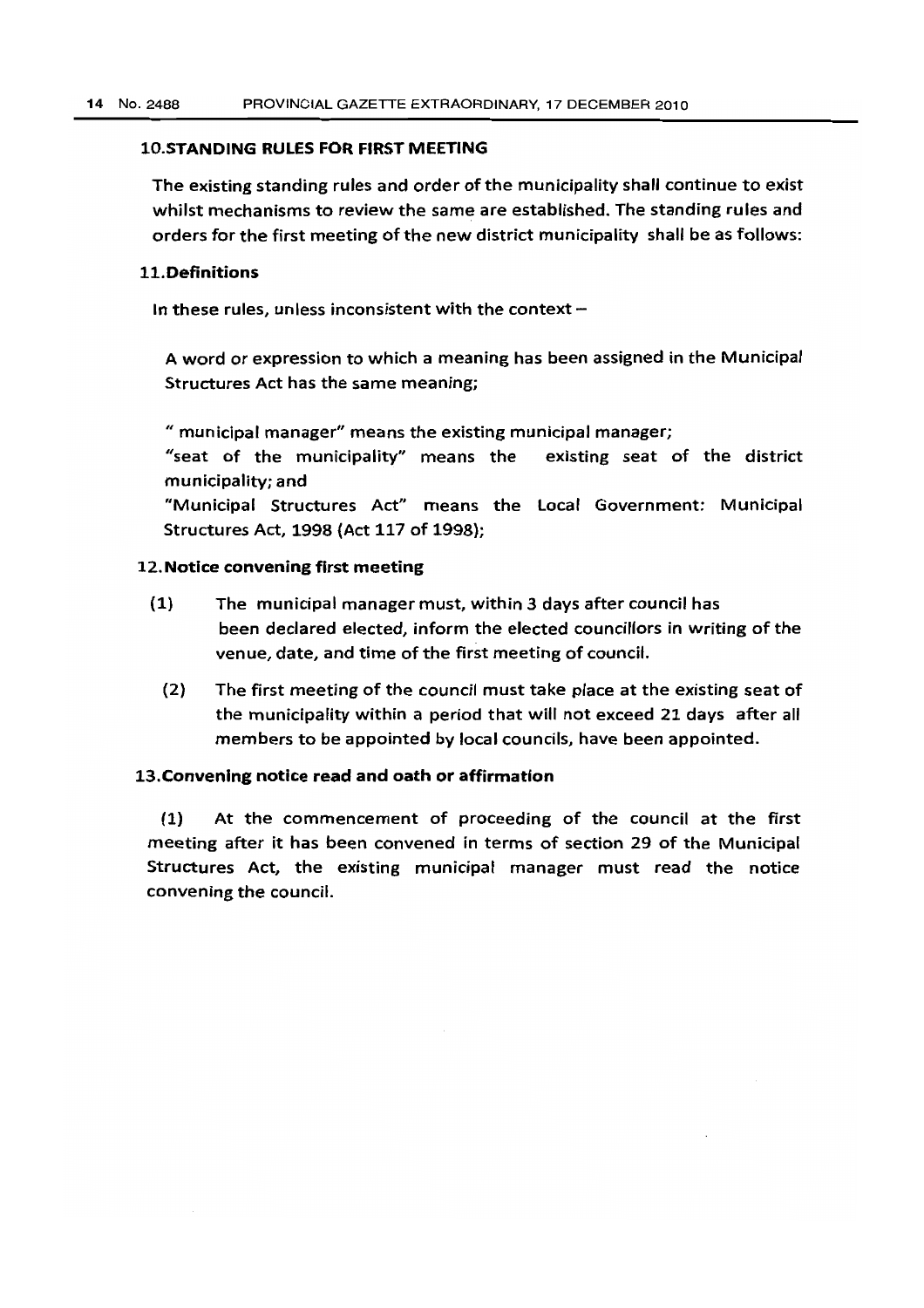## 10. STANDING RULES FOR FIRST MEETING

The existing standing rules and order of the municipality shall continue to exist whilst mechanisms to review the same are established. The standing rules and orders for the first meeting of the new district municipality shall be as follows:

## 11. Definitions

In these rules, unless inconsistent with the context –

A word or expression to which a meaning has been assigned in the Municipal Structures Act has the same meaning;

" municipal manager" means the existing municipal manager;

"seat of the municipality" means the existing seat of the district municipality; and

"Municipal Structures Act" means the Local Government: Municipal Structures Act, 1998 (Act 117 of 1998);

## 12. Notice convening first meeting

(1) The municipal manager must, within 3 days after council has been declared elected, inform the elected councillors in writing of the venue, date, and time of the first meeting of council.

(2) The first meeting of the council must take place at the existing seat of the municipality within a period that will not exceed 21 days after all members to be appointed by local councils, have been appointed.

## 13. Convening notice read and oath or affirmation

(1) At the commencement of proceeding of the council at the first meeting after it has been convened in terms of section 29 of the Municipal Structures Act, the existing municipal manager must read the notice convening the council.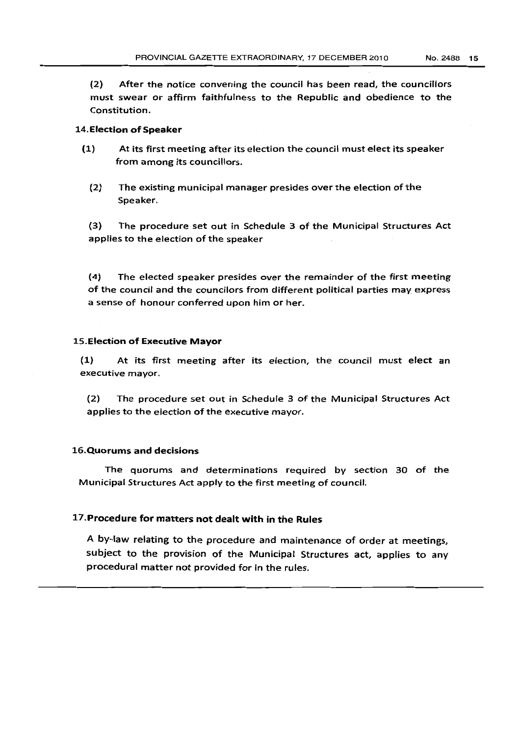(2) After the notice convening the council has been read, the councillors must swear or affirm faithfulness to the Republic and obedience to the Constitution.

**14. Election of Speaker**

(1) At its first meeting after its election the council must elect its speaker from among its councillors.

(2) The existing municipal manager presides over the election of the Speaker.

(3) The procedure set out in Schedule 3 of the Municipal Structures Act applies to the election of the speaker

(4) The elected speaker presides over the remainder of the first meeting of the council and the councilors from different political parties may express a sense of honour conferred upon him or her.

**15. Election of Executive Mayor**

(1) At its first meeting after its election, the council must elect an executive mayor.

(2) The procedure set out in Schedule 3 of the Municipal Structures Act applies to the election of the executive mayor.

**16. Quorums and decisions**

The quorums and determinations required by section 30 of the Municipal Structures Act apply to the first meeting of council.

**17. Procedure for matters not dealt with in the Rules**

A by-law relating to the procedure and maintenance of order at meetings, subject to the provision of the Municipal Structures act, applies to any procedural matter not provided for in the rules.